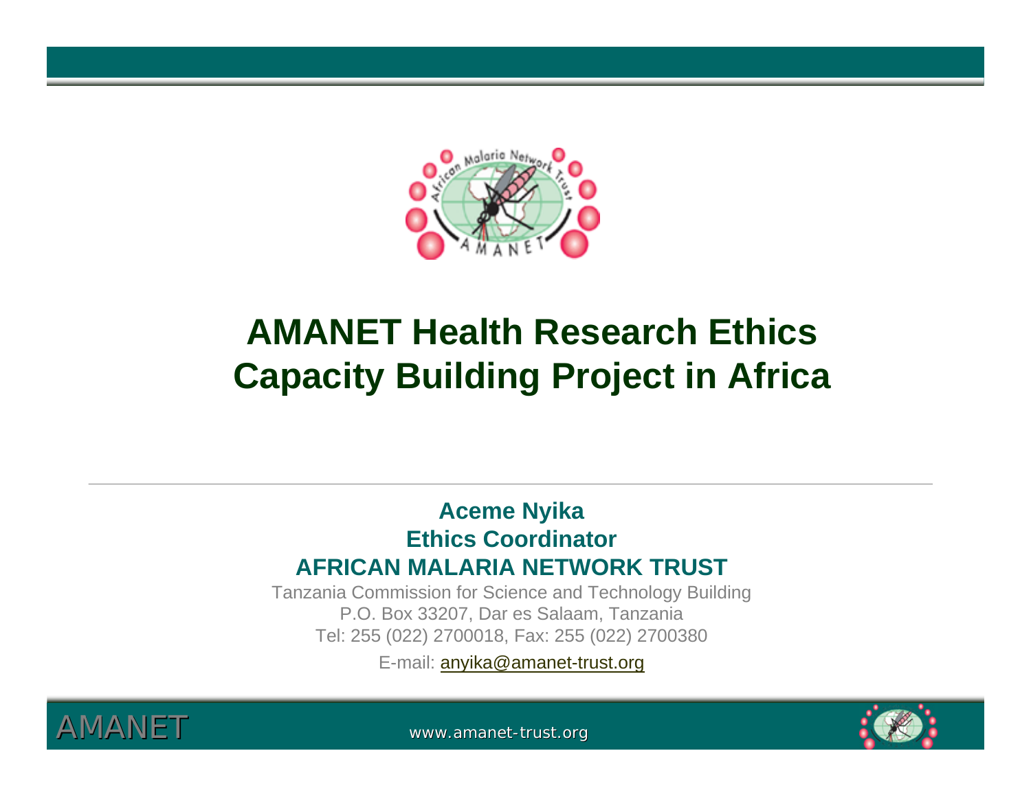# AMANET Health Research Ethics Capacity Building Project in Africa

**Aceme Nyika**
**Ethics Coordinator**
**AFRICAN MALARIA NETWORK TRUST**

Tanzania Commission for Science and Technology Building
P.O. Box 33207, Dar es Salaam, Tanzania
Tel: 255 (022) 2700018, Fax: 255 (022) 2700380

E-mail: anyika@amanet-trust.org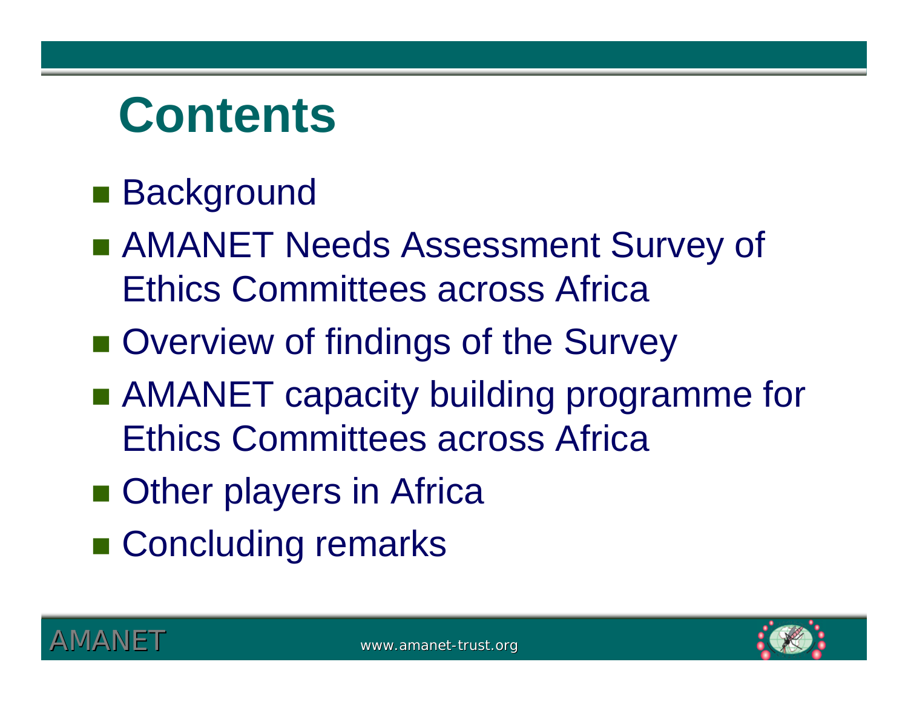# Contents

- Background
- AMANET Needs Assessment Survey of Ethics Committees across Africa
- Overview of findings of the Survey
- AMANET capacity building programme for Ethics Committees across Africa
- Other players in Africa
- Concluding remarks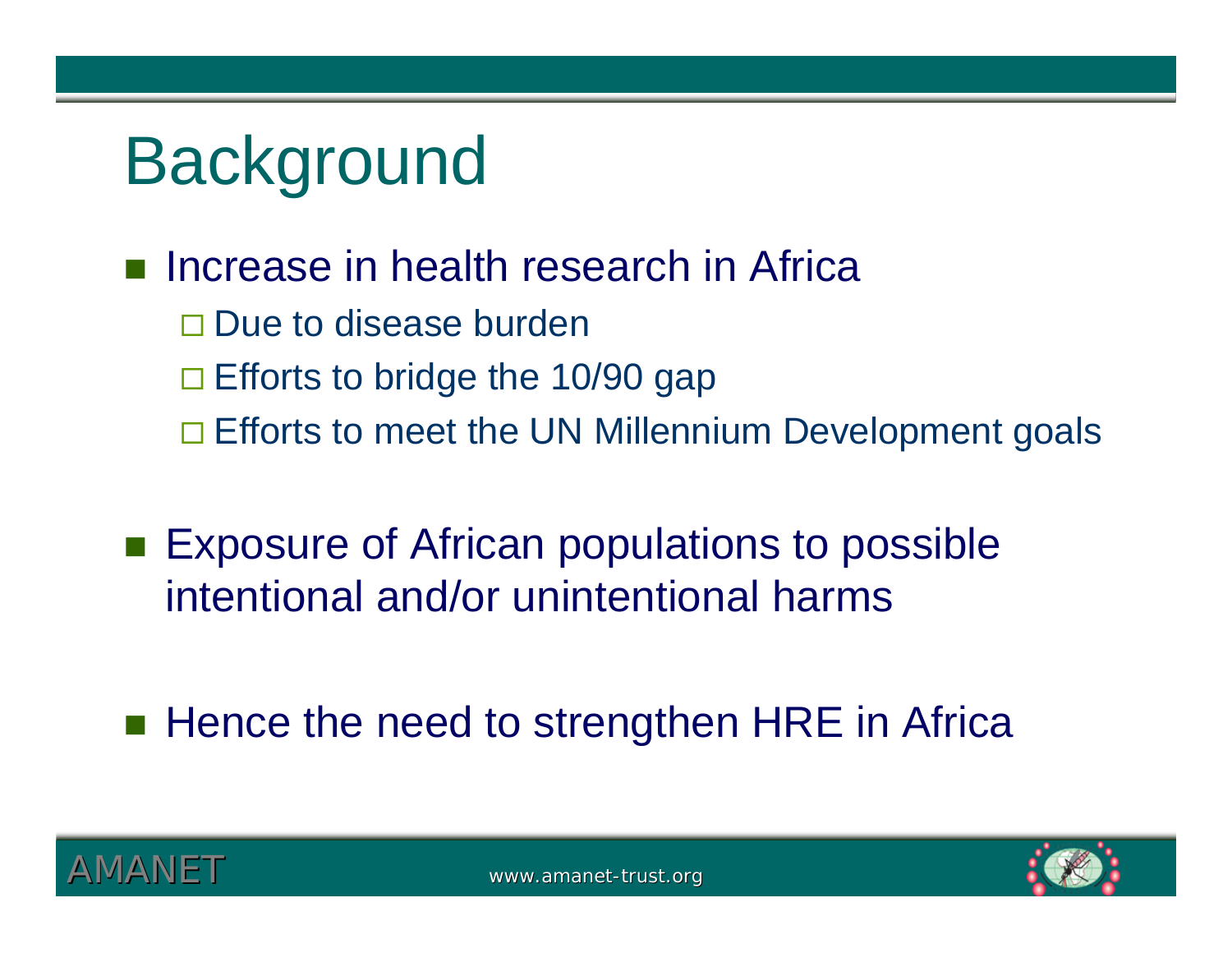# Background

- Increase in health research in Africa
  - Due to disease burden
  - Efforts to bridge the 10/90 gap
  - Efforts to meet the UN Millennium Development goals

- Exposure of African populations to possible intentional and/or unintentional harms

- Hence the need to strengthen HRE in Africa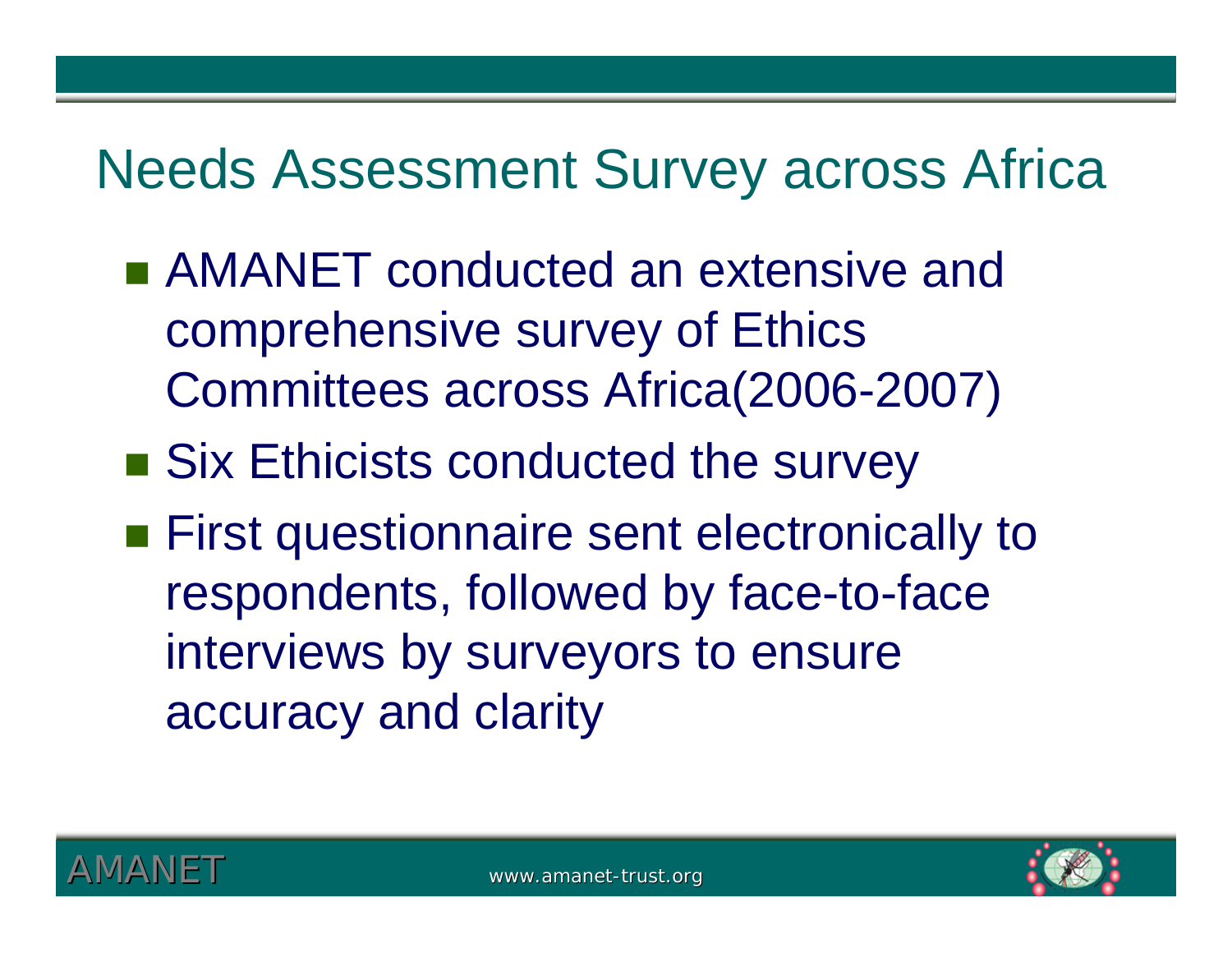# Needs Assessment Survey across Africa

- AMANET conducted an extensive and comprehensive survey of Ethics Committees across Africa(2006-2007)
- Six Ethicists conducted the survey
- First questionnaire sent electronically to respondents, followed by face-to-face interviews by surveyors to ensure accuracy and clarity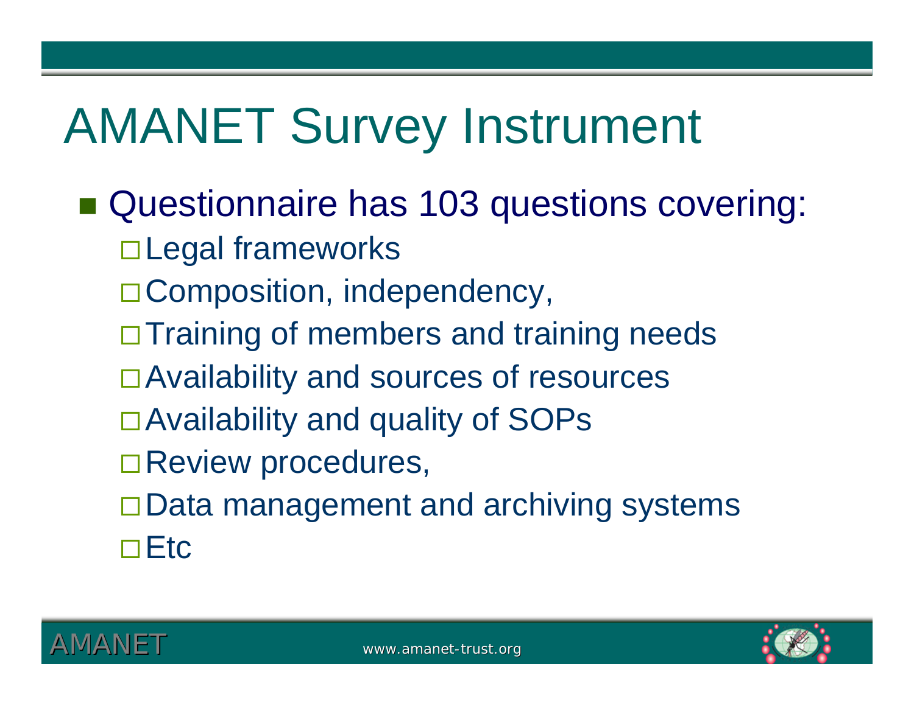# AMANET Survey Instrument

- Questionnaire has 103 questions covering:
  - Legal frameworks
  - Composition, independency,
  - Training of members and training needs
  - Availability and sources of resources
  - Availability and quality of SOPs
  - Review procedures,
  - Data management and archiving systems
  - Etc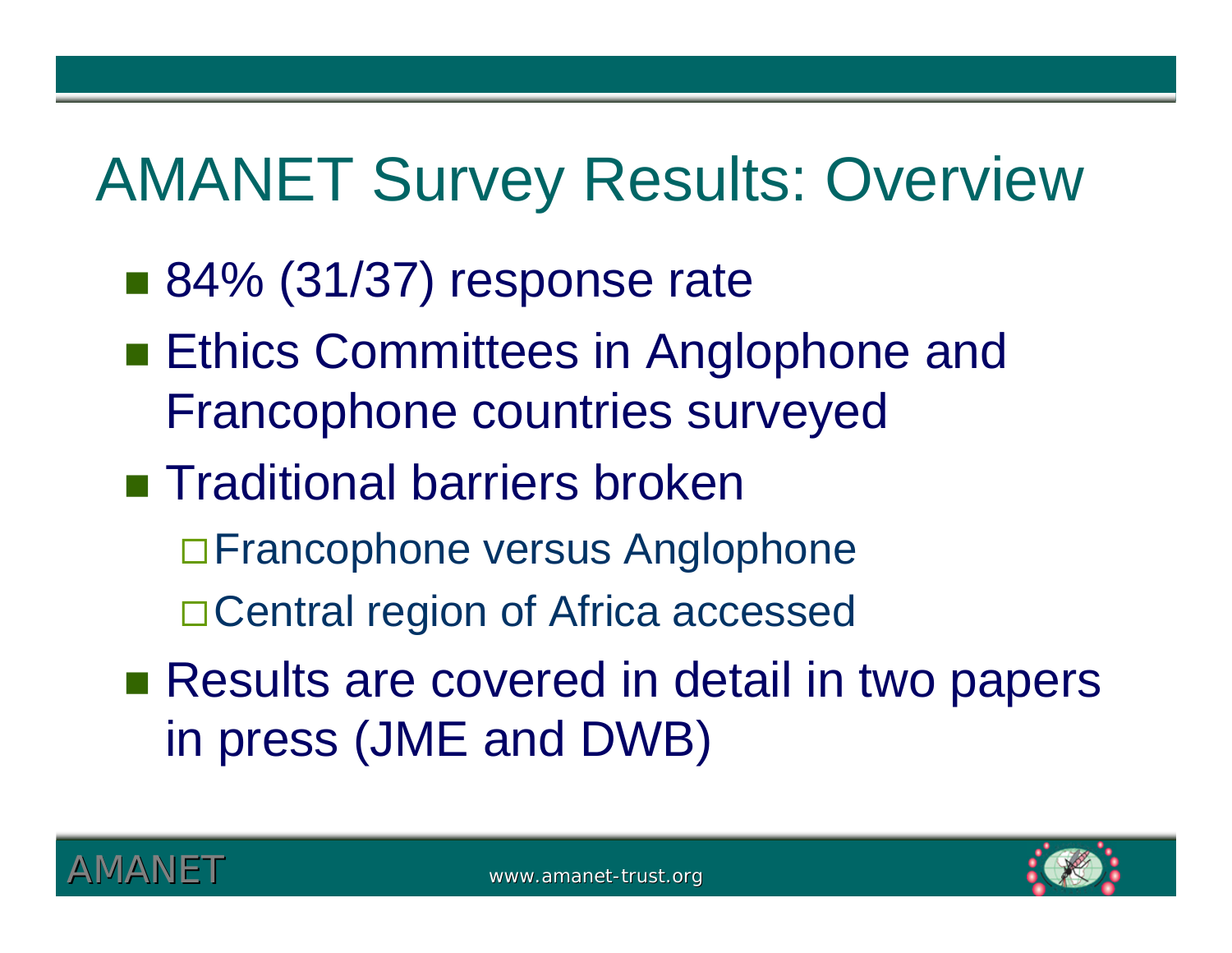# AMANET Survey Results: Overview

- 84% (31/37) response rate
- Ethics Committees in Anglophone and Francophone countries surveyed
- Traditional barriers broken
  - Francophone versus Anglophone
  - Central region of Africa accessed
- Results are covered in detail in two papers in press (JME and DWB)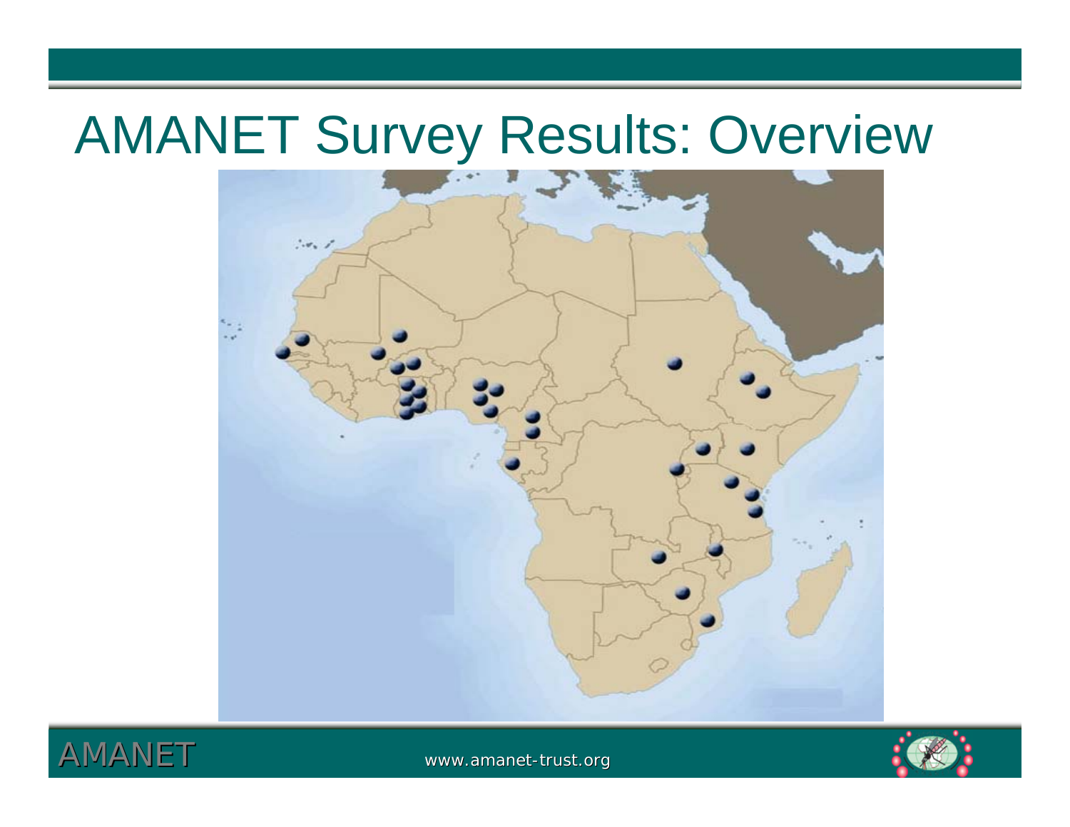# AMANET Survey Results: Overview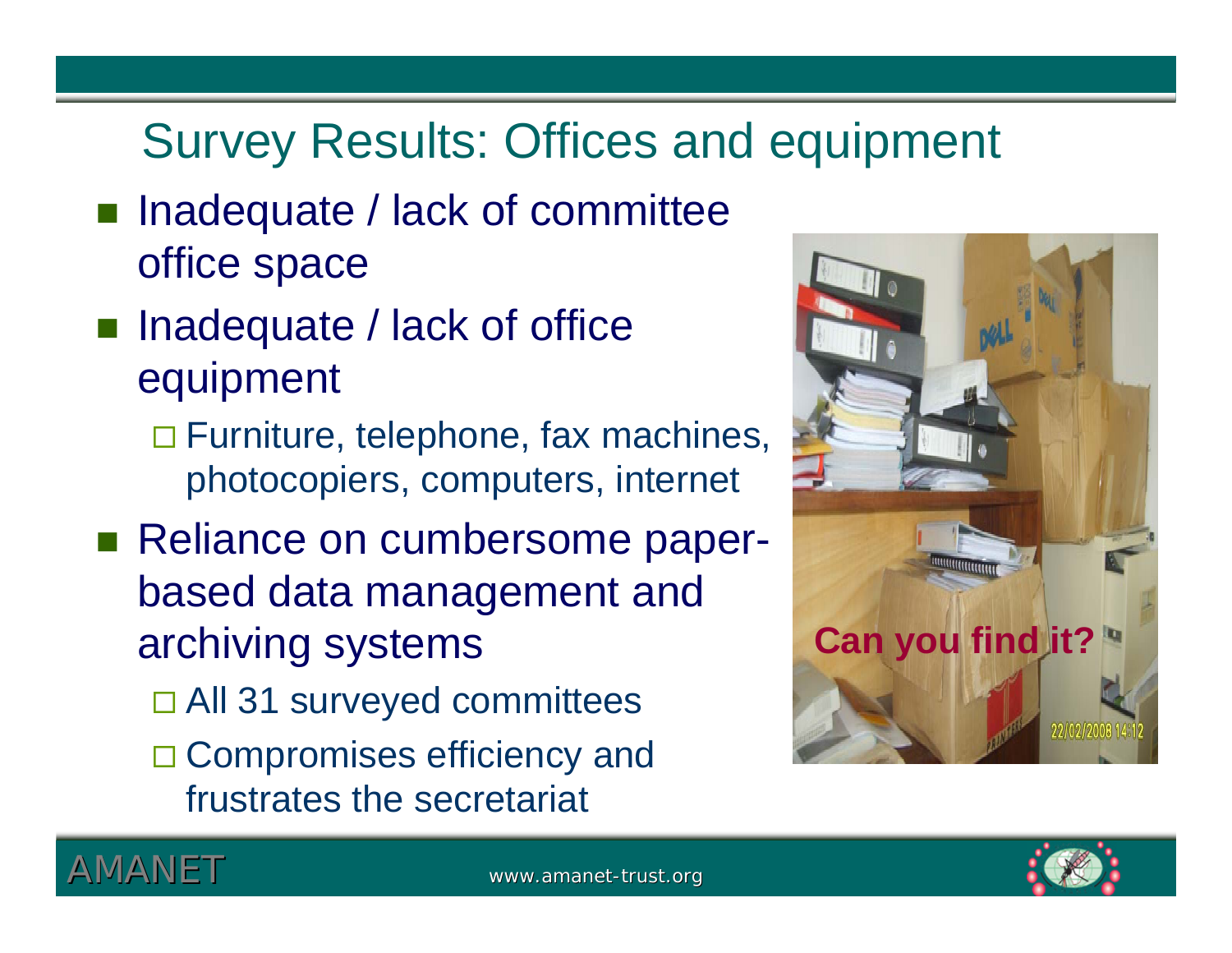# Survey Results: Offices and equipment

- Inadequate / lack of committee office space
- Inadequate / lack of office equipment
  - Furniture, telephone, fax machines, photocopiers, computers, internet
- Reliance on cumbersome paper-based data management and archiving systems
  - All 31 surveyed committees
  - Compromises efficiency and frustrates the secretariat

**Can you find it?**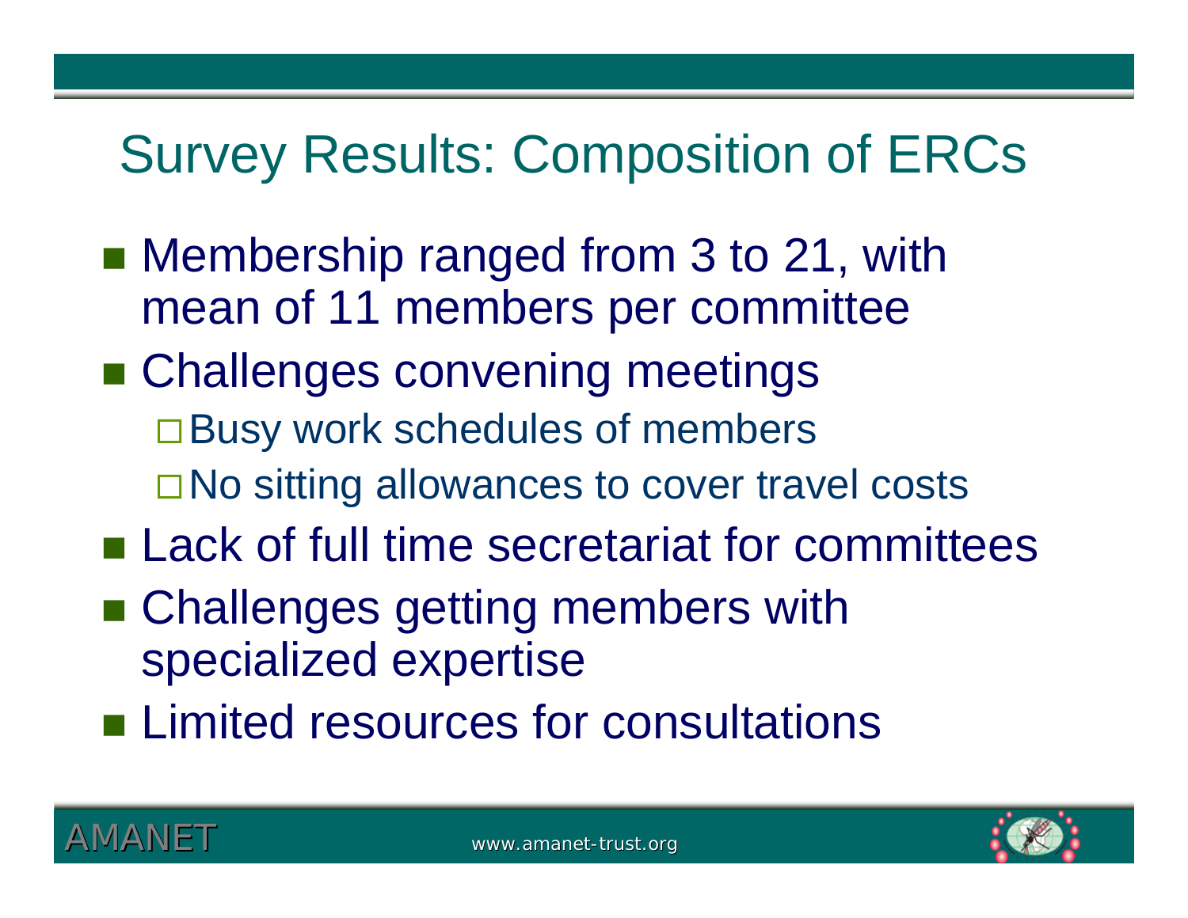# Survey Results: Composition of ERCs

- Membership ranged from 3 to 21, with mean of 11 members per committee
- Challenges convening meetings
  - Busy work schedules of members
  - No sitting allowances to cover travel costs
- Lack of full time secretariat for committees
- Challenges getting members with specialized expertise
- Limited resources for consultations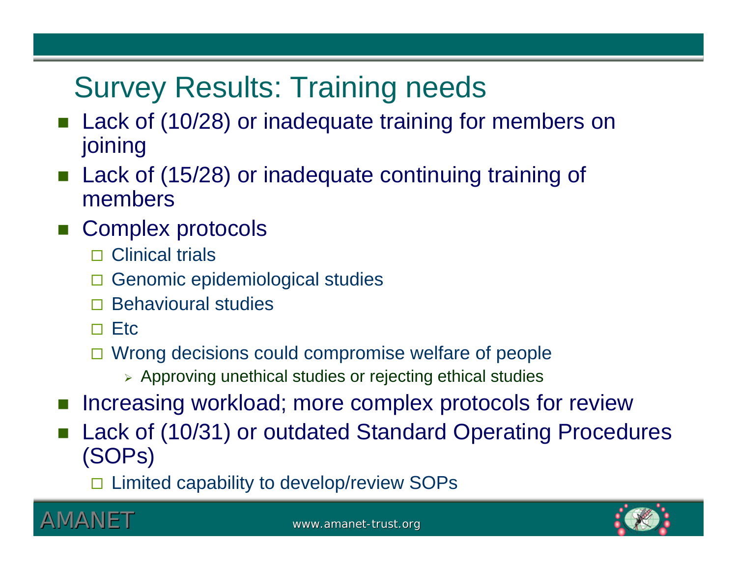# Survey Results: Training needs

- Lack of (10/28) or inadequate training for members on joining
- Lack of (15/28) or inadequate continuing training of members
- Complex protocols
  - Clinical trials
  - Genomic epidemiological studies
  - Behavioural studies
  - Etc
  - Wrong decisions could compromise welfare of people
    - Approving unethical studies or rejecting ethical studies
- Increasing workload; more complex protocols for review
- Lack of (10/31) or outdated Standard Operating Procedures (SOPs)
  - Limited capability to develop/review SOPs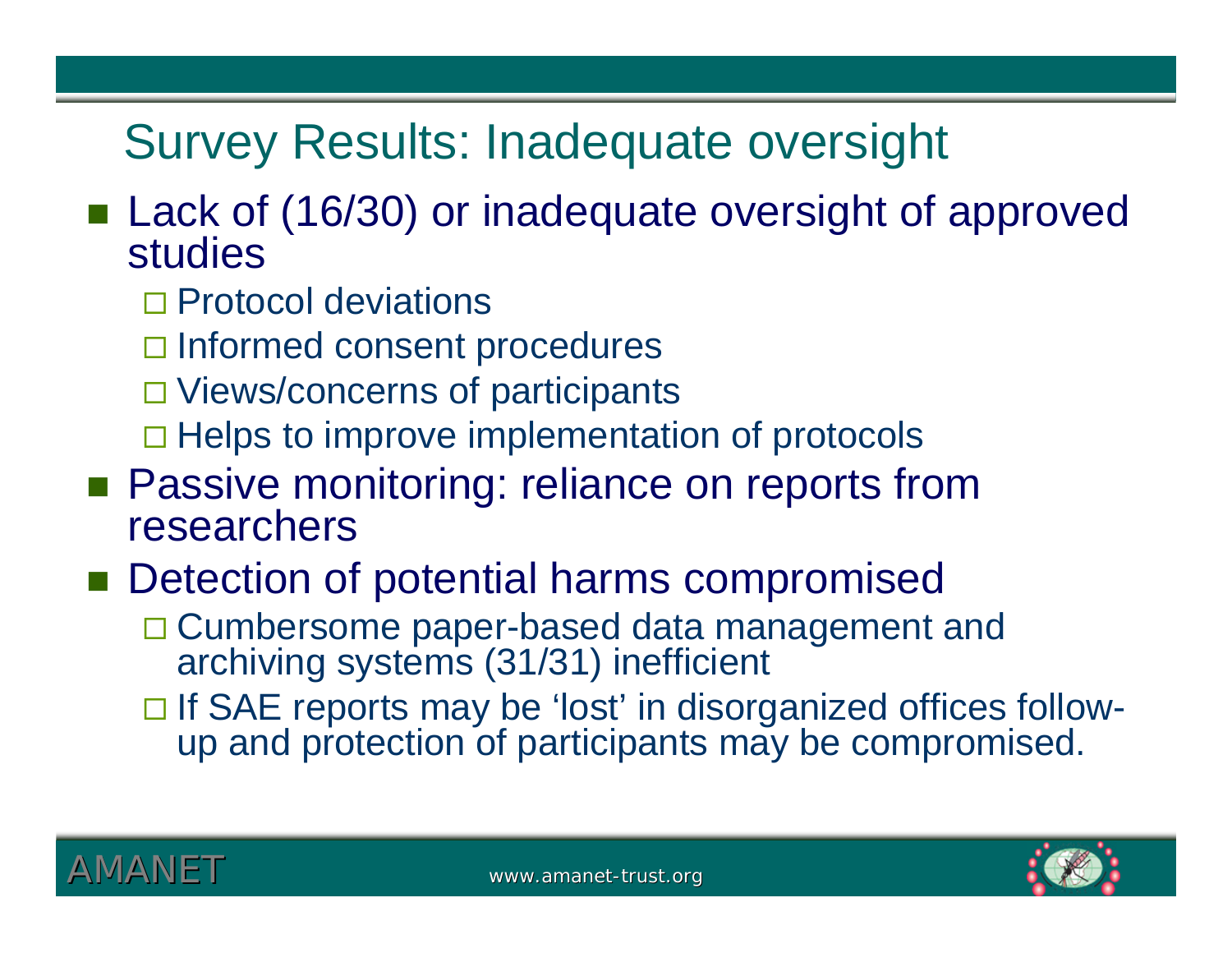# Survey Results: Inadequate oversight

- Lack of (16/30) or inadequate oversight of approved studies
  - Protocol deviations
  - Informed consent procedures
  - Views/concerns of participants
  - Helps to improve implementation of protocols
- Passive monitoring: reliance on reports from researchers
- Detection of potential harms compromised
  - Cumbersome paper-based data management and archiving systems (31/31) inefficient
  - If SAE reports may be 'lost' in disorganized offices follow-up and protection of participants may be compromised.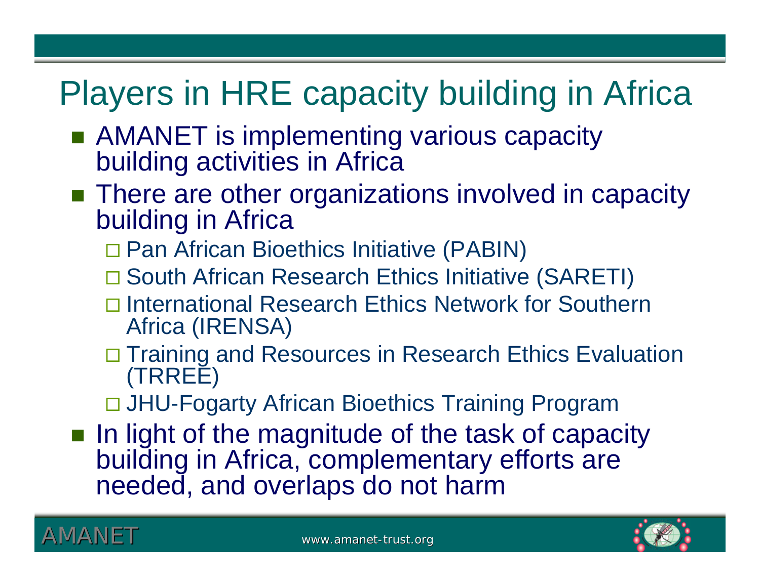# Players in HRE capacity building in Africa

- AMANET is implementing various capacity building activities in Africa
- There are other organizations involved in capacity building in Africa
  - Pan African Bioethics Initiative (PABIN)
  - South African Research Ethics Initiative (SARETI)
  - International Research Ethics Network for Southern Africa (IRENSA)
  - Training and Resources in Research Ethics Evaluation (TRREE)
  - JHU-Fogarty African Bioethics Training Program
- In light of the magnitude of the task of capacity building in Africa, complementary efforts are needed, and overlaps do not harm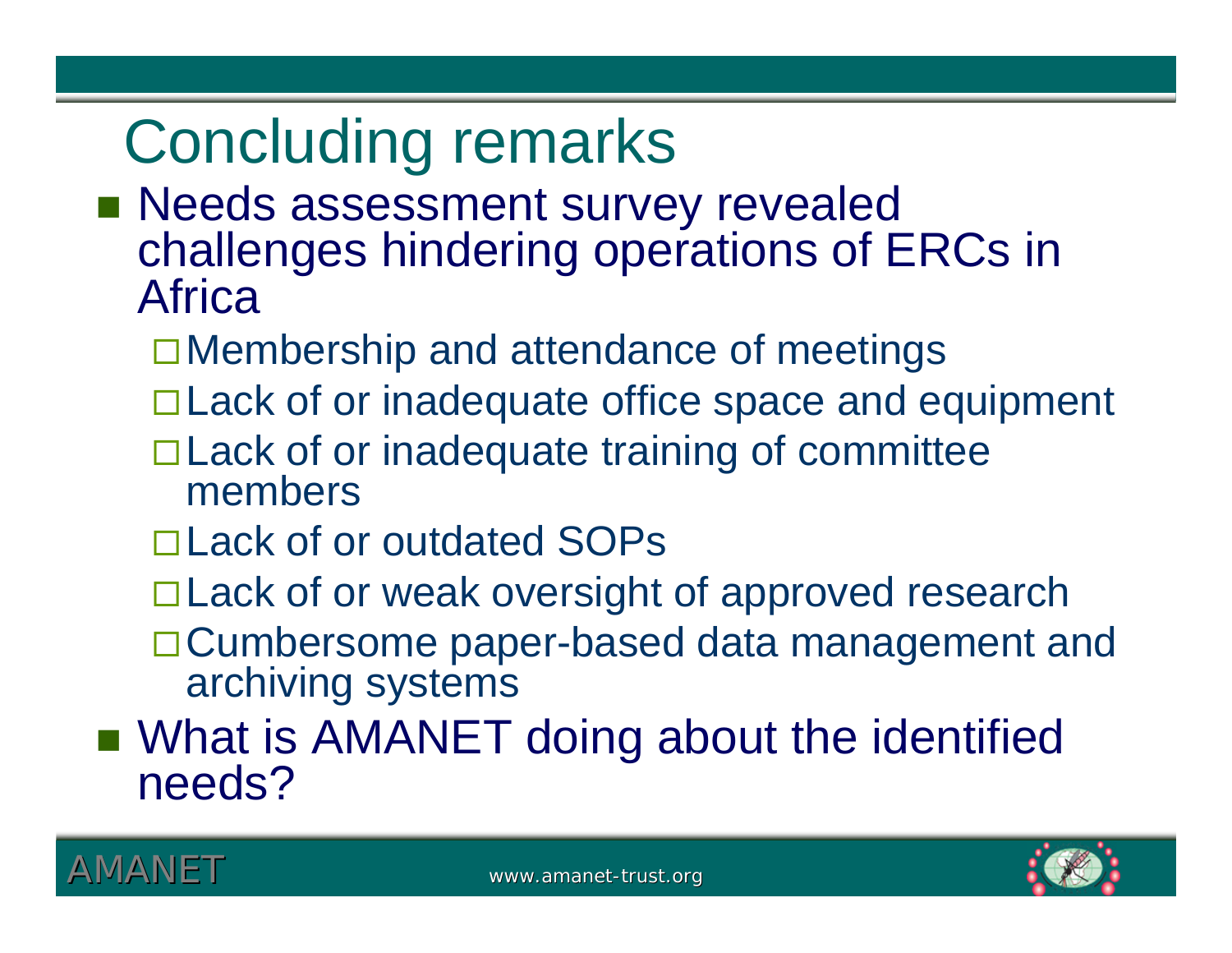# Concluding remarks

- Needs assessment survey revealed challenges hindering operations of ERCs in Africa
  - Membership and attendance of meetings
  - Lack of or inadequate office space and equipment
  - Lack of or inadequate training of committee members
  - Lack of or outdated SOPs
  - Lack of or weak oversight of approved research
  - Cumbersome paper-based data management and archiving systems
- What is AMANET doing about the identified needs?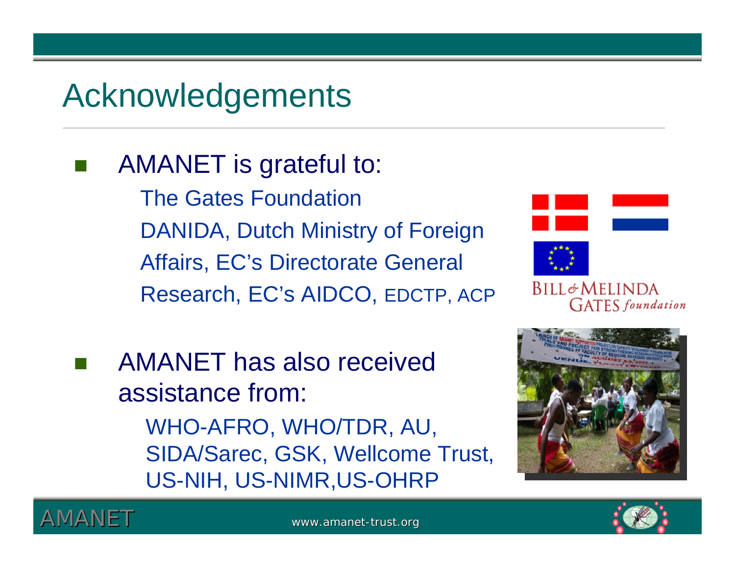# Acknowledgements

- AMANET is grateful to:

  The Gates Foundation

  DANIDA, Dutch Ministry of Foreign Affairs, EC's Directorate General Research, EC's AIDCO, EDCTP, ACP

- AMANET has also received assistance from:

  WHO-AFRO, WHO/TDR, AU, SIDA/Sarec, GSK, Wellcome Trust, US-NIH, US-NIMR,US-OHRP